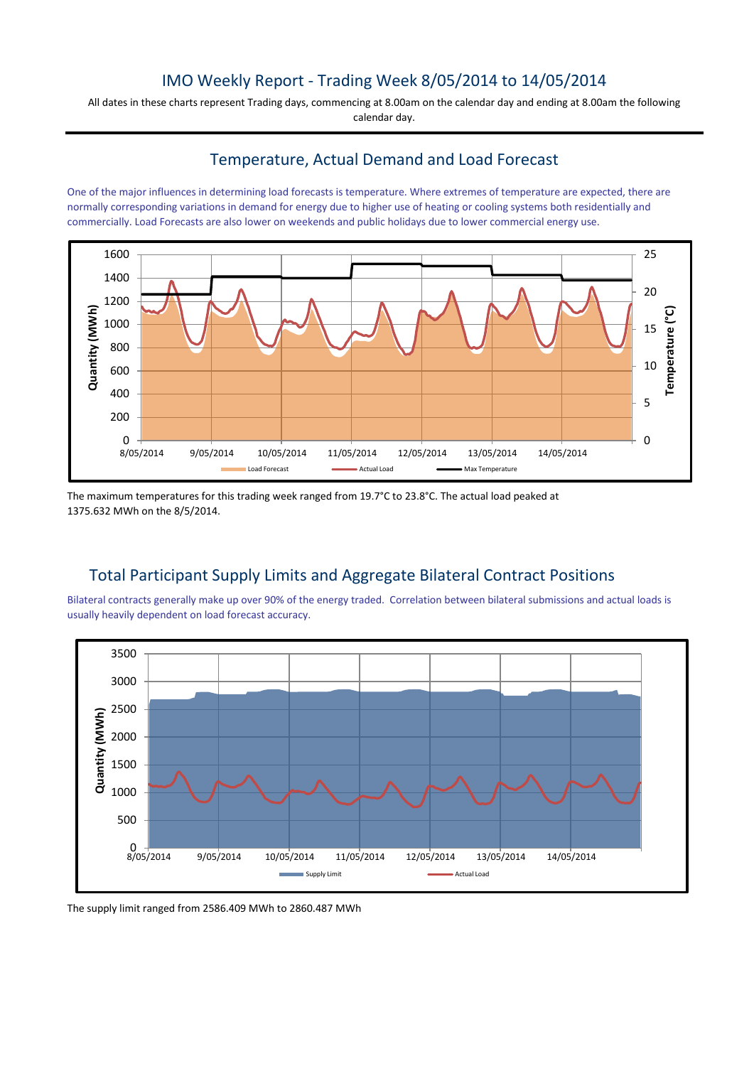# IMO Weekly Report - Trading Week 8/05/2014 to 14/05/2014

All dates in these charts represent Trading days, commencing at 8.00am on the calendar day and ending at 8.00am the following calendar day.

## Temperature, Actual Demand and Load Forecast

One of the major influences in determining load forecasts is temperature. Where extremes of temperature are expected, there are normally corresponding variations in demand for energy due to higher use of heating or cooling systems both residentially and commercially. Load Forecasts are also lower on weekends and public holidays due to lower commercial energy use.

The maximum temperatures for this trading week ranged from 19.7°C to 23.8°C. The actual load peaked at 1375.632 MWh on the 8/5/2014.

## Total Participant Supply Limits and Aggregate Bilateral Contract Positions

Bilateral contracts generally make up over 90% of the energy traded. Correlation between bilateral submissions and actual loads is usually heavily dependent on load forecast accuracy.

The supply limit ranged from 2586.409 MWh to 2860.487 MWh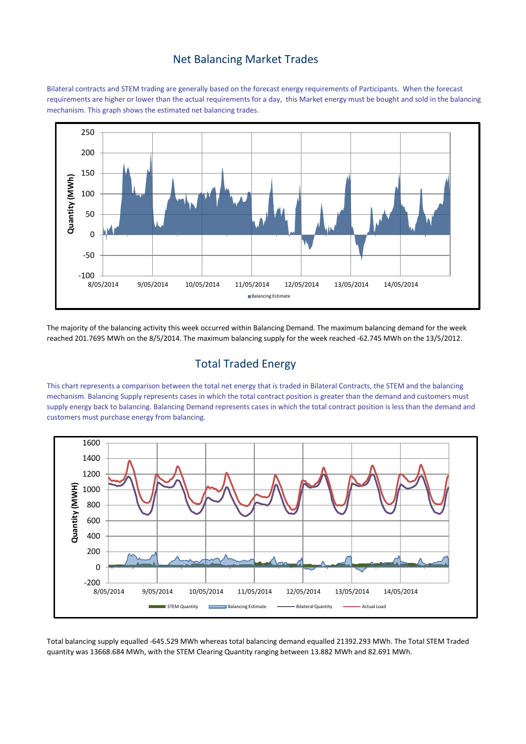## Net Balancing Market Trades

Bilateral contracts and STEM trading are generally based on the forecast energy requirements of Participants. When the forecast requirements are higher or lower than the actual requirements for a day, this Market energy must be bought and sold in the balancing mechanism. This graph shows the estimated net balancing trades.

The majority of the balancing activity this week occurred within Balancing Demand. The maximum balancing demand for the week reached 201.7695 MWh on the 8/5/2014. The maximum balancing supply for the week reached -62.745 MWh on the 13/5/2012.

## Total Traded Energy

This chart represents a comparison between the total net energy that is traded in Bilateral Contracts, the STEM and the balancing mechanism. Balancing Supply represents cases in which the total contract position is greater than the demand and customers must supply energy back to balancing. Balancing Demand represents cases in which the total contract position is less than the demand and customers must purchase energy from balancing.

Total balancing supply equalled -645.529 MWh whereas total balancing demand equalled 21392.293 MWh. The Total STEM Traded quantity was 13668.684 MWh, with the STEM Clearing Quantity ranging between 13.882 MWh and 82.691 MWh.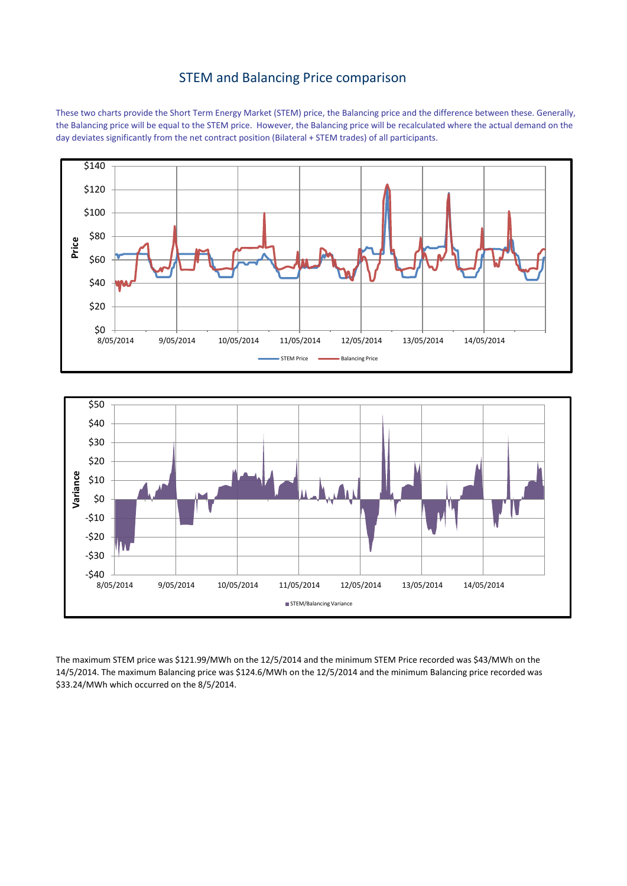# STEM and Balancing Price comparison

These two charts provide the Short Term Energy Market (STEM) price, the Balancing price and the difference between these. Generally, the Balancing price will be equal to the STEM price. However, the Balancing price will be recalculated where the actual demand on the day deviates significantly from the net contract position (Bilateral + STEM trades) of all participants.

Price

$140
$120
$100
$80
$60
$40
$20
$0

8/05/2014
9/05/2014
10/05/2014
11/05/2014
12/05/2014
13/05/2014
14/05/2014

STEM Price
Balancing Price

Variance

$50
$40
$30
$20
$10
$0
-$10
-$20
-$30
-$40

8/05/2014
9/05/2014
10/05/2014
11/05/2014
12/05/2014
13/05/2014
14/05/2014

STEM/Balancing Variance

The maximum STEM price was $121.99/MWh on the 12/5/2014 and the minimum STEM Price recorded was $43/MWh on the 14/5/2014. The maximum Balancing price was $124.6/MWh on the 12/5/2014 and the minimum Balancing price recorded was $33.24/MWh which occurred on the 8/5/2014.